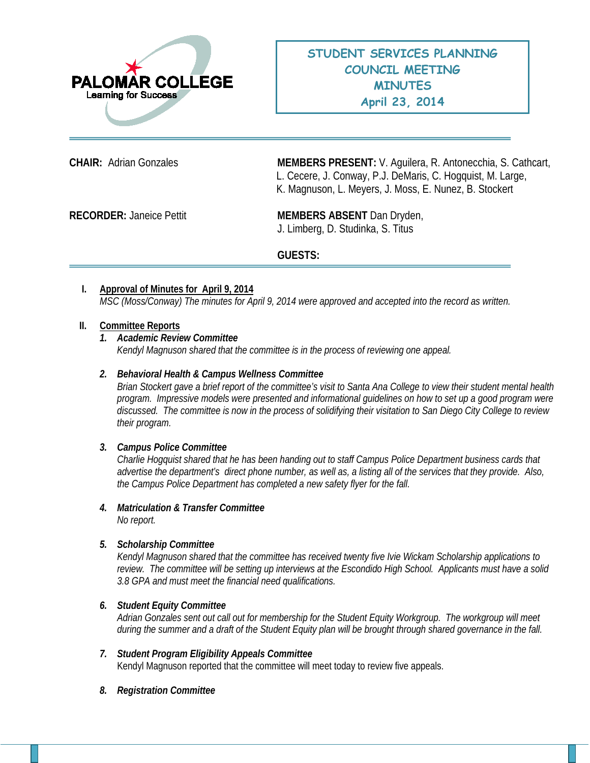PALOMAR COLLEGE
Learning for Success

# STUDENT SERVICES PLANNING COUNCIL MEETING MINUTES
## April 23, 2014

**CHAIR:** Adrian Gonzales

**MEMBERS PRESENT:** V. Aguilera, R. Antonecchia, S. Cathcart, L. Cecere, J. Conway, P.J. DeMaris, C. Hogquist, M. Large, K. Magnuson, L. Meyers, J. Moss, E. Nunez, B. Stockert

**RECORDER:** Janeice Pettit

**MEMBERS ABSENT** Dan Dryden, J. Limberg, D. Studinka, S. Titus

**GUESTS:**

**I. Approval of Minutes for April 9, 2014**

*MSC (Moss/Conway) The minutes for April 9, 2014 were approved and accepted into the record as written.*

**II. Committee Reports**

1. ***Academic Review Committee***
   *Kendyl Magnuson shared that the committee is in the process of reviewing one appeal.*

2. ***Behavioral Health & Campus Wellness Committee***
   *Brian Stockert gave a brief report of the committee's visit to Santa Ana College to view their student mental health program. Impressive models were presented and informational guidelines on how to set up a good program were discussed. The committee is now in the process of solidifying their visitation to San Diego City College to review their program.*

3. ***Campus Police Committee***
   *Charlie Hogquist shared that he has been handing out to staff Campus Police Department business cards that advertise the department's direct phone number, as well as, a listing all of the services that they provide. Also, the Campus Police Department has completed a new safety flyer for the fall.*

4. ***Matriculation & Transfer Committee***
   *No report.*

5. ***Scholarship Committee***
   *Kendyl Magnuson shared that the committee has received twenty five Ivie Wickam Scholarship applications to review. The committee will be setting up interviews at the Escondido High School. Applicants must have a solid 3.8 GPA and must meet the financial need qualifications.*

6. ***Student Equity Committee***
   *Adrian Gonzales sent out call out for membership for the Student Equity Workgroup. The workgroup will meet during the summer and a draft of the Student Equity plan will be brought through shared governance in the fall.*

7. ***Student Program Eligibility Appeals Committee***
   Kendyl Magnuson reported that the committee will meet today to review five appeals.

8. ***Registration Committee***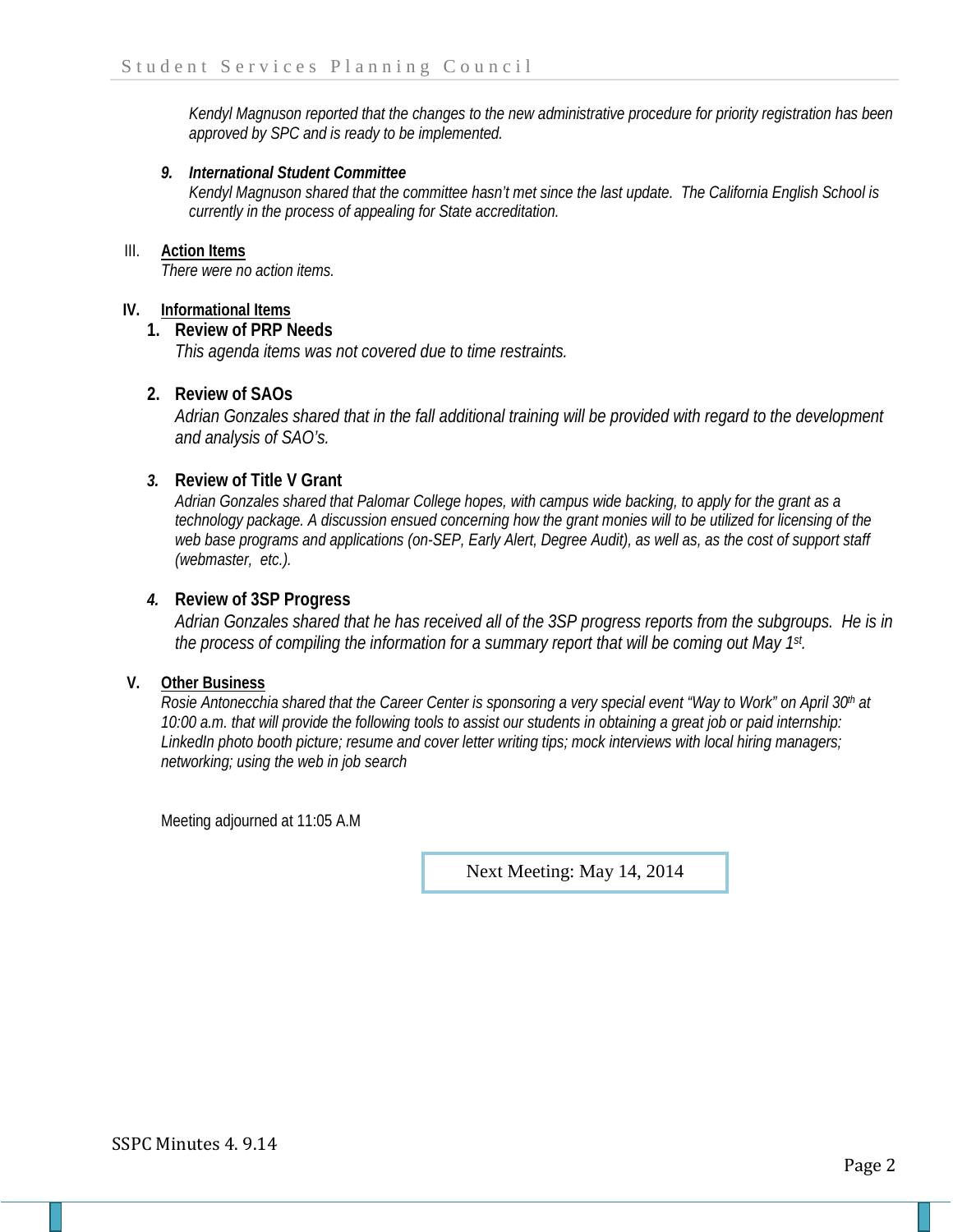*Kendyl Magnuson reported that the changes to the new administrative procedure for priority registration has been approved by SPC and is ready to be implemented.*

9. ***International Student Committee***
   *Kendyl Magnuson shared that the committee hasn't met since the last update. The California English School is currently in the process of appealing for State accreditation.*

## III. Action Items

*There were no action items.*

## IV. Informational Items

1. **Review of PRP Needs**
   *This agenda items was not covered due to time restraints.*

2. **Review of SAOs**
   *Adrian Gonzales shared that in the fall additional training will be provided with regard to the development and analysis of SAO's.*

3. **Review of Title V Grant**
   *Adrian Gonzales shared that Palomar College hopes, with campus wide backing, to apply for the grant as a technology package. A discussion ensued concerning how the grant monies will to be utilized for licensing of the web base programs and applications (on-SEP, Early Alert, Degree Audit), as well as, as the cost of support staff (webmaster, etc.).*

4. **Review of 3SP Progress**
   *Adrian Gonzales shared that he has received all of the 3SP progress reports from the subgroups. He is in the process of compiling the information for a summary report that will be coming out May 1st.*

## V. Other Business

*Rosie Antonecchia shared that the Career Center is sponsoring a very special event "Way to Work" on April 30th at 10:00 a.m. that will provide the following tools to assist our students in obtaining a great job or paid internship: LinkedIn photo booth picture; resume and cover letter writing tips; mock interviews with local hiring managers; networking; using the web in job search*

Meeting adjourned at 11:05 A.M

Next Meeting: May 14, 2014

SSPC Minutes 4. 9.14